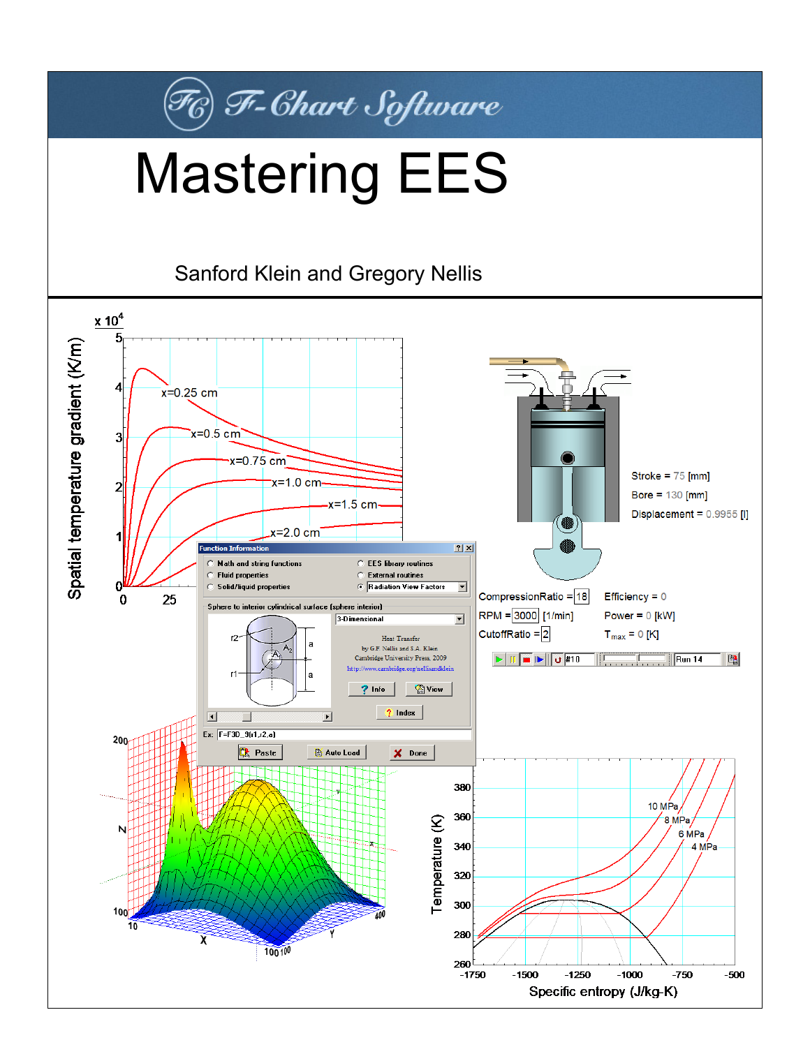F-Chart Software

# Mastering EES

Sanford Klein and Gregory Nellis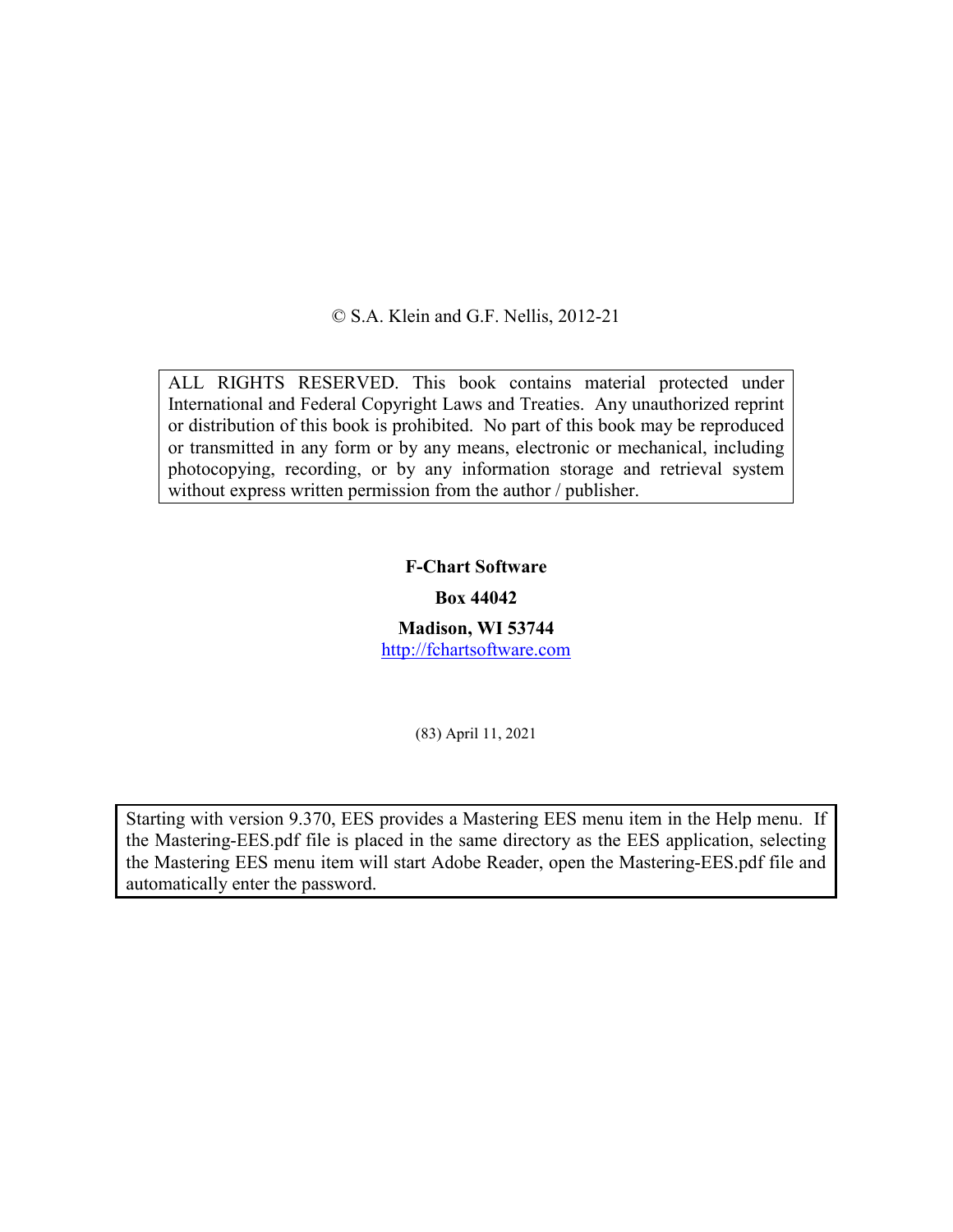© S.A. Klein and G.F. Nellis, 2012-21

ALL RIGHTS RESERVED. This book contains material protected under International and Federal Copyright Laws and Treaties. Any unauthorized reprint or distribution of this book is prohibited. No part of this book may be reproduced or transmitted in any form or by any means, electronic or mechanical, including photocopying, recording, or by any information storage and retrieval system without express written permission from the author / publisher.

**F-Chart Software**

**Box 44042**

**Madison, WI 53744**

http://fchartsoftware.com

(83) April 11, 2021

Starting with version 9.370, EES provides a Mastering EES menu item in the Help menu. If the Mastering-EES.pdf file is placed in the same directory as the EES application, selecting the Mastering EES menu item will start Adobe Reader, open the Mastering-EES.pdf file and automatically enter the password.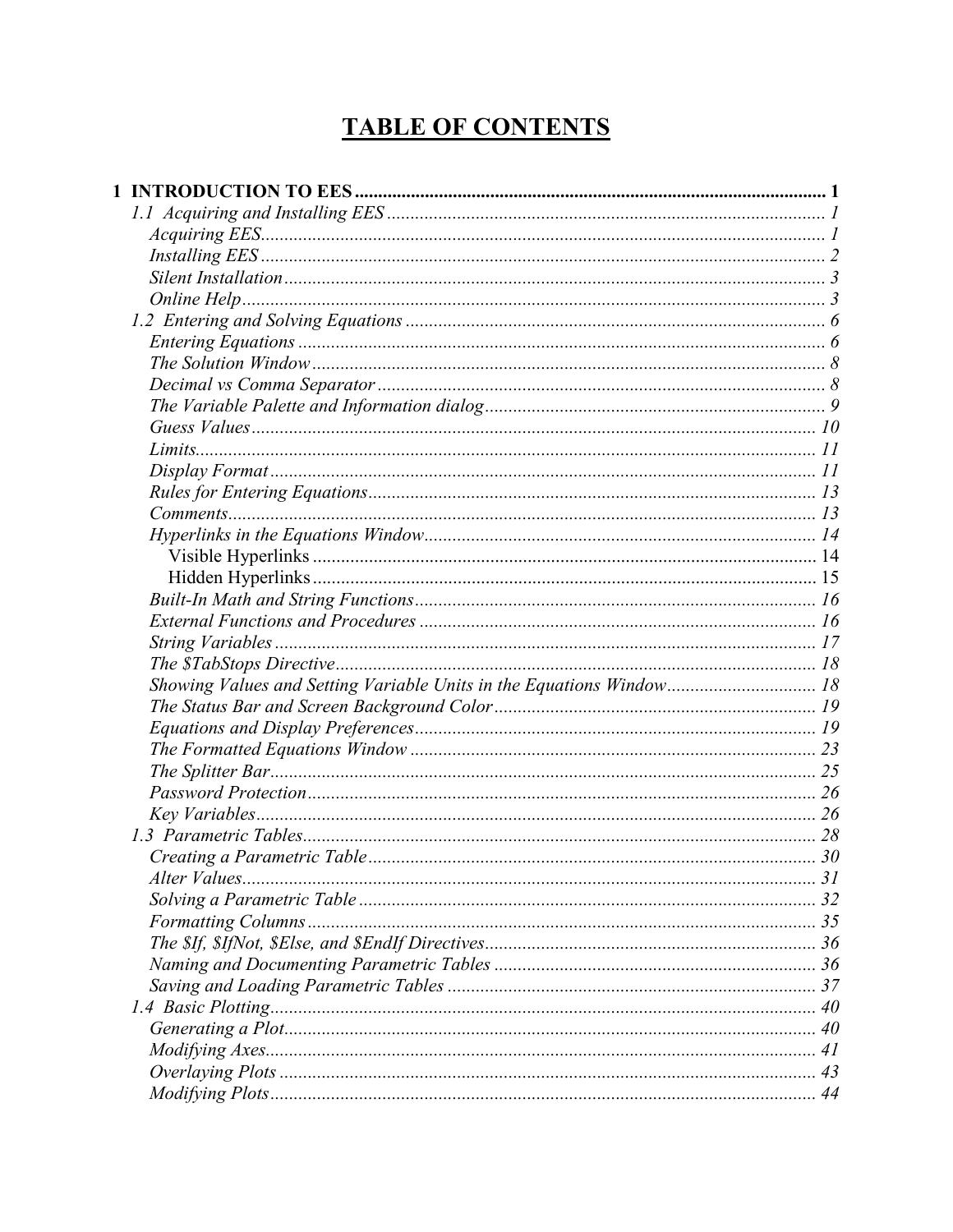# TABLE OF CONTENTS

**1 INTRODUCTION TO EES** ..... 1

*1.1 Acquiring and Installing EES* ..... 1

*Acquiring EES* ..... 1

*Installing EES* ..... 2

*Silent Installation* ..... 3

*Online Help* ..... 3

*1.2 Entering and Solving Equations* ..... 6

*Entering Equations* ..... 6

*The Solution Window* ..... 8

*Decimal vs Comma Separator* ..... 8

*The Variable Palette and Information dialog* ..... 9

*Guess Values* ..... 10

*Limits* ..... 11

*Display Format* ..... 11

*Rules for Entering Equations* ..... 13

*Comments* ..... 13

*Hyperlinks in the Equations Window* ..... 14

Visible Hyperlinks ..... 14

Hidden Hyperlinks ..... 15

*Built-In Math and String Functions* ..... 16

*External Functions and Procedures* ..... 16

*String Variables* ..... 17

*The $TabStops Directive* ..... 18

*Showing Values and Setting Variable Units in the Equations Window* ..... 18

*The Status Bar and Screen Background Color* ..... 19

*Equations and Display Preferences* ..... 19

*The Formatted Equations Window* ..... 23

*The Splitter Bar* ..... 25

*Password Protection* ..... 26

*Key Variables* ..... 26

*1.3 Parametric Tables* ..... 28

*Creating a Parametric Table* ..... 30

*Alter Values* ..... 31

*Solving a Parametric Table* ..... 32

*Formatting Columns* ..... 35

*The $If, $IfNot, $Else, and $EndIf Directives* ..... 36

*Naming and Documenting Parametric Tables* ..... 36

*Saving and Loading Parametric Tables* ..... 37

*1.4 Basic Plotting* ..... 40

*Generating a Plot* ..... 40

*Modifying Axes* ..... 41

*Overlaying Plots* ..... 43

*Modifying Plots* ..... 44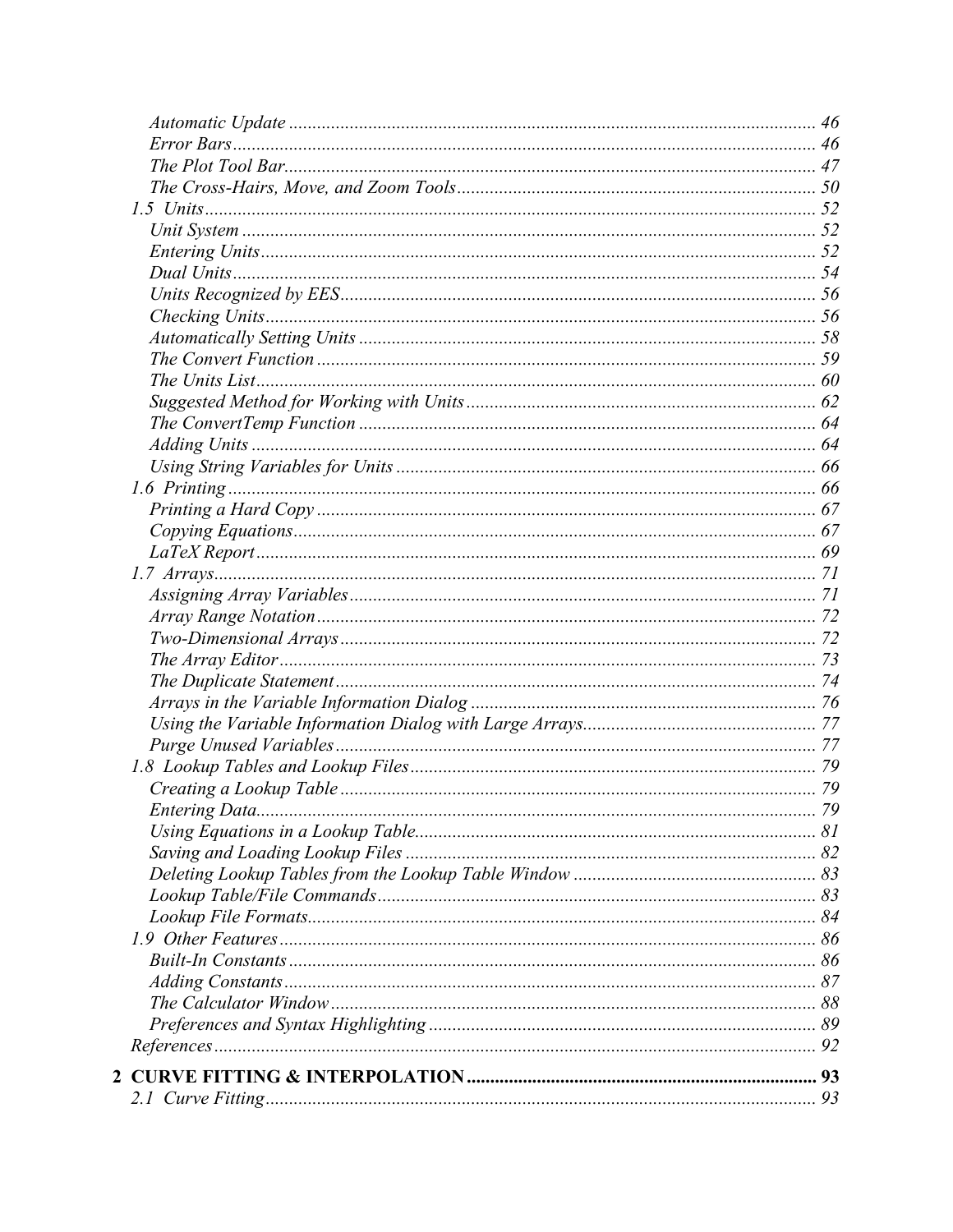*Automatic Update* ........................................................................................................ 46
*Error Bars* ................................................................................................................... 46
*The Plot Tool Bar* ......................................................................................................... 47
*The Cross-Hairs, Move, and Zoom Tools* ...................................................................... 50
*1.5 Units* ...................................................................................................................... 52
*Unit System* ................................................................................................................. 52
*Entering Units* .............................................................................................................. 52
*Dual Units* .................................................................................................................... 54
*Units Recognized by EES* ............................................................................................. 56
*Checking Units* ............................................................................................................. 56
*Automatically Setting Units* .......................................................................................... 58
*The Convert Function* ................................................................................................... 59
*The Units List* ............................................................................................................... 60
*Suggested Method for Working with Units* ................................................................... 62
*The ConvertTemp Function* .......................................................................................... 64
*Adding Units* ................................................................................................................ 64
*Using String Variables for Units* .................................................................................. 66
*1.6 Printing* .................................................................................................................. 66
*Printing a Hard Copy* ................................................................................................... 67
*Copying Equations* ....................................................................................................... 67
*LaTeX Report* ............................................................................................................... 69
*1.7 Arrays* ..................................................................................................................... 71
*Assigning Array Variables* ........................................................................................... 71
*Array Range Notation* .................................................................................................. 72
*Two-Dimensional Arrays* ............................................................................................. 72
*The Array Editor* .......................................................................................................... 73
*The Duplicate Statement* .............................................................................................. 74
*Arrays in the Variable Information Dialog* ................................................................... 76
*Using the Variable Information Dialog with Large Arrays* ........................................... 77
*Purge Unused Variables* ............................................................................................... 77
*1.8 Lookup Tables and Lookup Files* ............................................................................. 79
*Creating a Lookup Table* .............................................................................................. 79
*Entering Data* ............................................................................................................... 79
*Using Equations in a Lookup Table* ............................................................................. 81
*Saving and Loading Lookup Files* ................................................................................ 82
*Deleting Lookup Tables from the Lookup Table Window* ............................................. 83
*Lookup Table/File Commands* ..................................................................................... 83
*Lookup File Formats* .................................................................................................... 84
*1.9 Other Features* ......................................................................................................... 86
*Built-In Constants* ........................................................................................................ 86
*Adding Constants* ......................................................................................................... 87
*The Calculator Window* ............................................................................................... 88
*Preferences and Syntax Highlighting* ........................................................................... 89
*References* ................................................................................................................... 92

**2 CURVE FITTING & INTERPOLATION** ................................................................. **93**
*2.1 Curve Fitting* ............................................................................................................. 93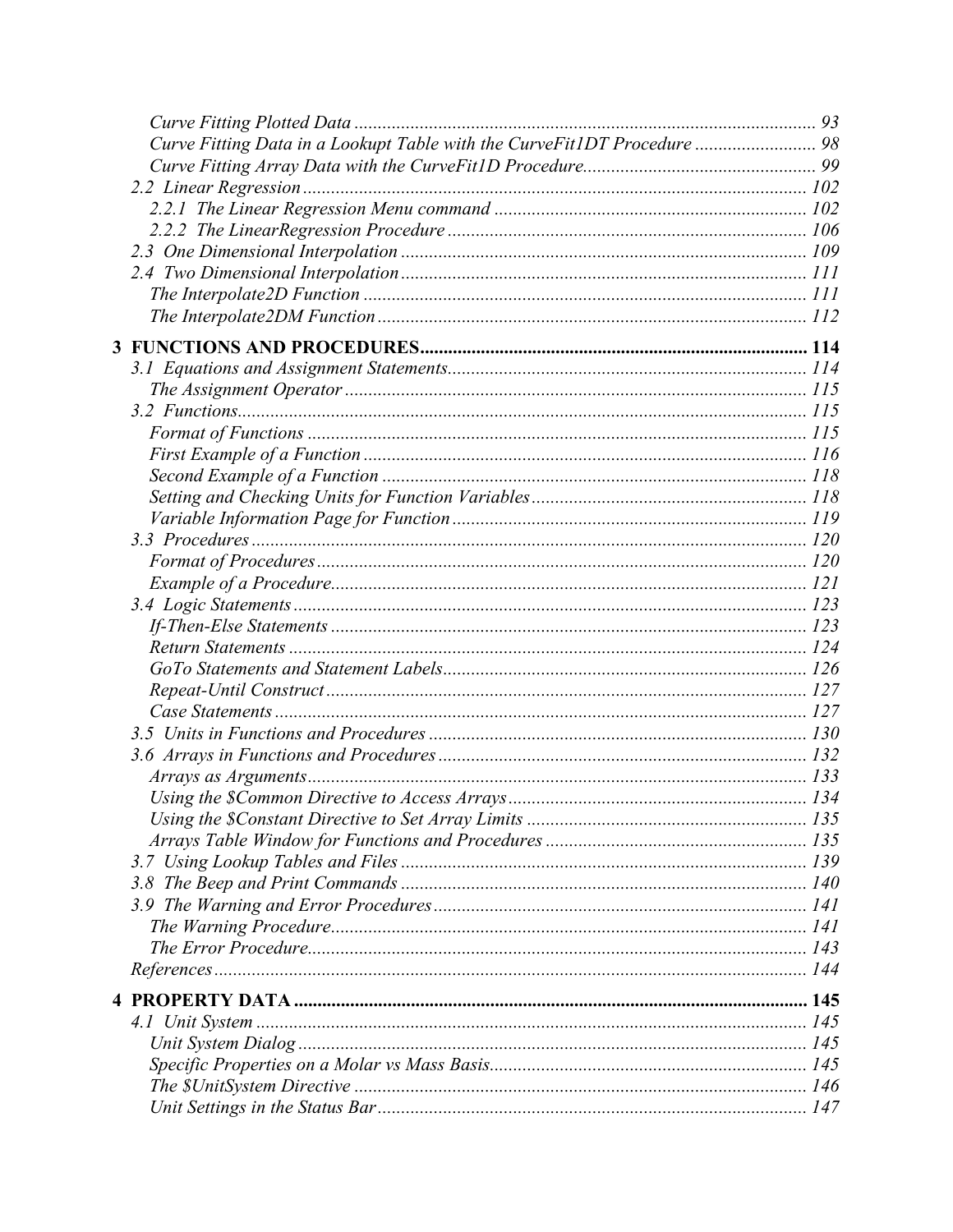*Curve Fitting Plotted Data* ..... 93
*Curve Fitting Data in a Lookupt Table with the CurveFit1DT Procedure* ..... 98
*Curve Fitting Array Data with the CurveFit1D Procedure* ..... 99
*2.2 Linear Regression* ..... 102
*2.2.1 The Linear Regression Menu command* ..... 102
*2.2.2 The LinearRegression Procedure* ..... 106
*2.3 One Dimensional Interpolation* ..... 109
*2.4 Two Dimensional Interpolation* ..... 111
*The Interpolate2D Function* ..... 111
*The Interpolate2DM Function* ..... 112

**3 FUNCTIONS AND PROCEDURES** ..... 114
*3.1 Equations and Assignment Statements* ..... 114
*The Assignment Operator* ..... 115
*3.2 Functions* ..... 115
*Format of Functions* ..... 115
*First Example of a Function* ..... 116
*Second Example of a Function* ..... 118
*Setting and Checking Units for Function Variables* ..... 118
*Variable Information Page for Function* ..... 119
*3.3 Procedures* ..... 120
*Format of Procedures* ..... 120
*Example of a Procedure* ..... 121
*3.4 Logic Statements* ..... 123
*If-Then-Else Statements* ..... 123
*Return Statements* ..... 124
*GoTo Statements and Statement Labels* ..... 126
*Repeat-Until Construct* ..... 127
*Case Statements* ..... 127
*3.5 Units in Functions and Procedures* ..... 130
*3.6 Arrays in Functions and Procedures* ..... 132
*Arrays as Arguments* ..... 133
*Using the $Common Directive to Access Arrays* ..... 134
*Using the $Constant Directive to Set Array Limits* ..... 135
*Arrays Table Window for Functions and Procedures* ..... 135
*3.7 Using Lookup Tables and Files* ..... 139
*3.8 The Beep and Print Commands* ..... 140
*3.9 The Warning and Error Procedures* ..... 141
*The Warning Procedure* ..... 141
*The Error Procedure* ..... 143
*References* ..... 144

**4 PROPERTY DATA** ..... 145
*4.1 Unit System* ..... 145
*Unit System Dialog* ..... 145
*Specific Properties on a Molar vs Mass Basis* ..... 145
*The $UnitSystem Directive* ..... 146
*Unit Settings in the Status Bar* ..... 147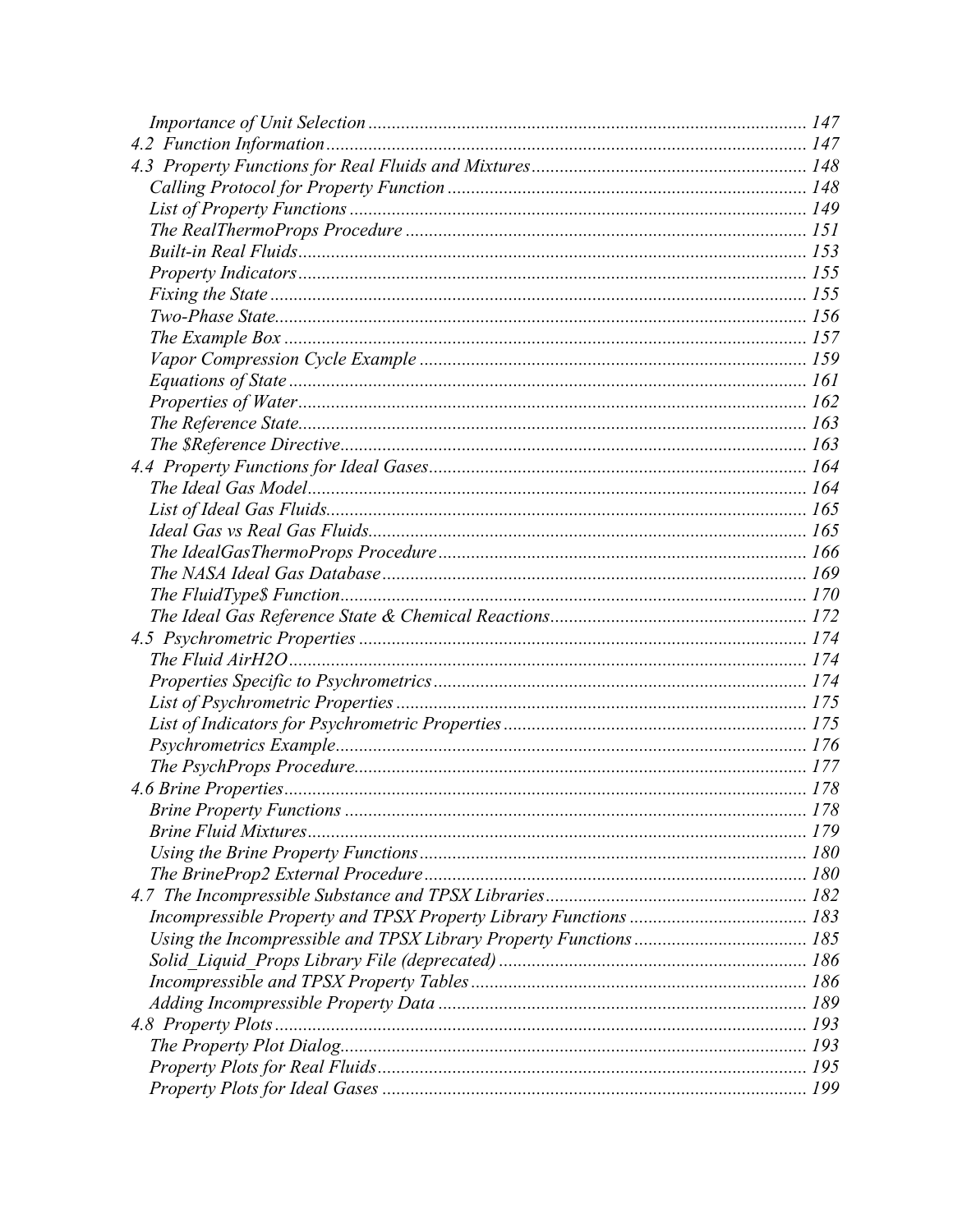*Importance of Unit Selection* ............................................................................................. 147
*4.2 Function Information* ...................................................................................................... 147
*4.3 Property Functions for Real Fluids and Mixtures* .......................................................... 148
*Calling Protocol for Property Function* ............................................................................ 148
*List of Property Functions* ................................................................................................. 149
*The RealThermoProps Procedure* ..................................................................................... 151
*Built-in Real Fluids* ............................................................................................................ 153
*Property Indicators* ............................................................................................................ 155
*Fixing the State* .................................................................................................................. 155
*Two-Phase State* ................................................................................................................. 156
*The Example Box* ............................................................................................................... 157
*Vapor Compression Cycle Example* .................................................................................. 159
*Equations of State* .............................................................................................................. 161
*Properties of Water* ............................................................................................................ 162
*The Reference State* ............................................................................................................ 163
*The $Reference Directive* ................................................................................................... 163
*4.4 Property Functions for Ideal Gases* ................................................................................ 164
*The Ideal Gas Model* .......................................................................................................... 164
*List of Ideal Gas Fluids* ...................................................................................................... 165
*Ideal Gas vs Real Gas Fluids* ............................................................................................. 165
*The IdealGasThermoProps Procedure* .............................................................................. 166
*The NASA Ideal Gas Database* .......................................................................................... 169
*The FluidType$ Function* ................................................................................................... 170
*The Ideal Gas Reference State & Chemical Reactions* ...................................................... 172
*4.5 Psychrometric Properties* ............................................................................................... 174
*The Fluid AirH2O* .............................................................................................................. 174
*Properties Specific to Psychrometrics* ............................................................................... 174
*List of Psychrometric Properties* ....................................................................................... 175
*List of Indicators for Psychrometric Properties* ................................................................ 175
*Psychrometrics Example* .................................................................................................... 176
*The PsychProps Procedure* ................................................................................................ 177
*4.6 Brine Properties* .............................................................................................................. 178
*Brine Property Functions* .................................................................................................. 178
*Brine Fluid Mixtures* .......................................................................................................... 179
*Using the Brine Property Functions* .................................................................................. 180
*The BrineProp2 External Procedure* ................................................................................. 180
*4.7 The Incompressible Substance and TPSX Libraries* ........................................................ 182
*Incompressible Property and TPSX Property Library Functions* ...................................... 183
*Using the Incompressible and TPSX Library Property Functions* ..................................... 185
*Solid_Liquid_Props Library File (deprecated)* ................................................................. 186
*Incompressible and TPSX Property Tables* ....................................................................... 186
*Adding Incompressible Property Data* .............................................................................. 189
*4.8 Property Plots* ................................................................................................................. 193
*The Property Plot Dialog* ................................................................................................... 193
*Property Plots for Real Fluids* ........................................................................................... 195
*Property Plots for Ideal Gases* ........................................................................................... 199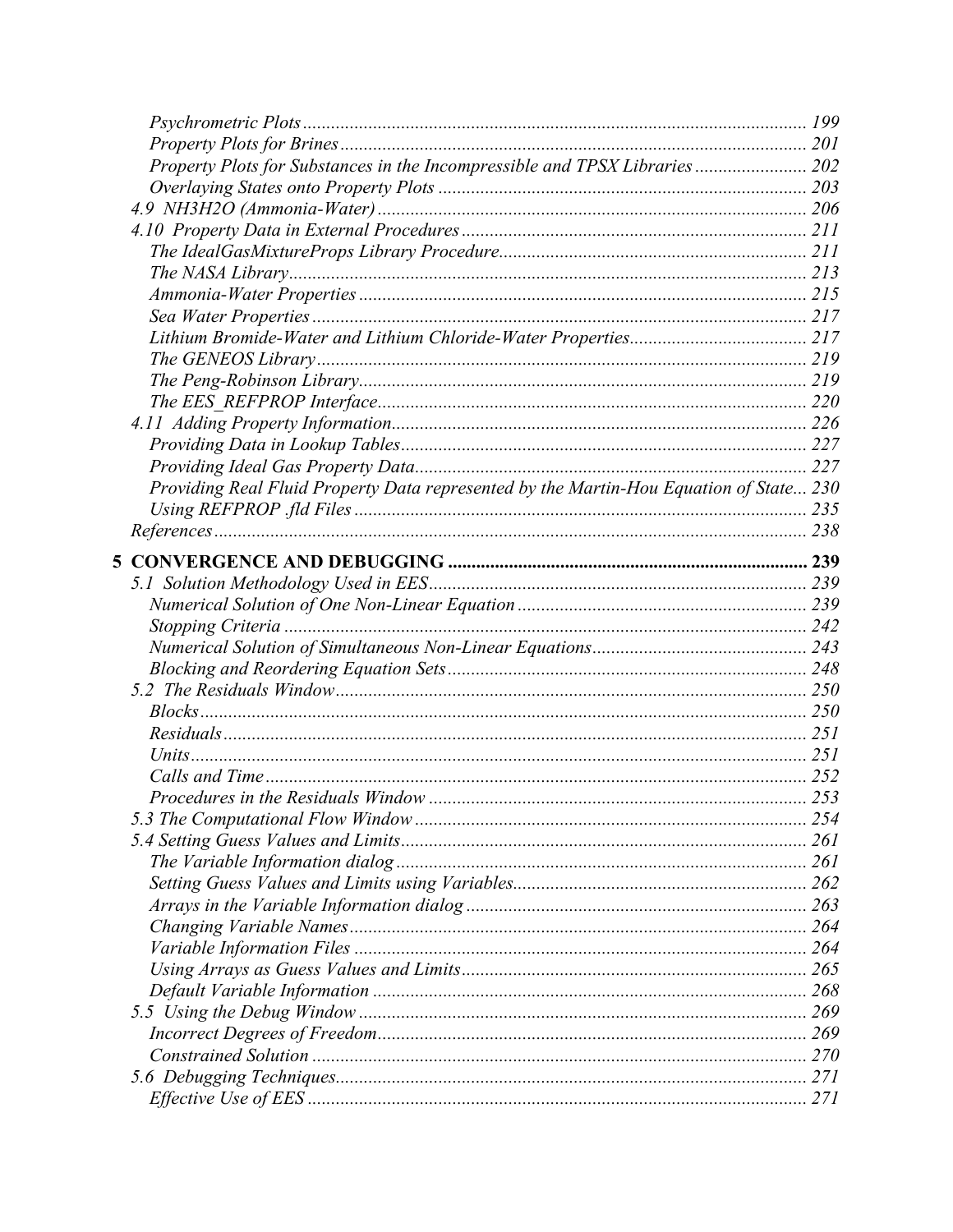*Psychrometric Plots* ........................................................................................................ 199
*Property Plots for Brines* ................................................................................................. 201
*Property Plots for Substances in the Incompressible and TPSX Libraries* ........................ 202
*Overlaying States onto Property Plots* ............................................................................. 203
*4.9 NH3H2O (Ammonia-Water)* ........................................................................................ 206
*4.10 Property Data in External Procedures* ...................................................................... 211
*The IdealGasMixtureProps Library Procedure* ................................................................. 211
*The NASA Library* ........................................................................................................... 213
*Ammonia-Water Properties* .............................................................................................. 215
*Sea Water Properties* ....................................................................................................... 217
*Lithium Bromide-Water and Lithium Chloride-Water Properties* ...................................... 217
*The GENEOS Library* ...................................................................................................... 219
*The Peng-Robinson Library* ............................................................................................. 219
*The EES_REFPROP Interface* ......................................................................................... 220
*4.11 Adding Property Information* ..................................................................................... 226
*Providing Data in Lookup Tables* .................................................................................... 227
*Providing Ideal Gas Property Data* .................................................................................. 227
*Providing Real Fluid Property Data represented by the Martin-Hou Equation of State* ... 230
*Using REFPROP .fld Files* ............................................................................................... 235
*References* ....................................................................................................................... 238

**5 CONVERGENCE AND DEBUGGING** ........................................................................ 239
*5.1 Solution Methodology Used in EES* ............................................................................ 239
*Numerical Solution of One Non-Linear Equation* ............................................................ 239
*Stopping Criteria* ............................................................................................................. 242
*Numerical Solution of Simultaneous Non-Linear Equations* ............................................ 243
*Blocking and Reordering Equation Sets* .......................................................................... 248
*5.2 The Residuals Window* ................................................................................................ 250
*Blocks* .............................................................................................................................. 250
*Residuals* ......................................................................................................................... 251
*Units* ................................................................................................................................ 251
*Calls and Time* ................................................................................................................. 252
*Procedures in the Residuals Window* ............................................................................... 253
*5.3 The Computational Flow Window* .............................................................................. 254
*5.4 Setting Guess Values and Limits* ................................................................................. 261
*The Variable Information dialog* ..................................................................................... 261
*Setting Guess Values and Limits using Variables* ............................................................ 262
*Arrays in the Variable Information dialog* ....................................................................... 263
*Changing Variable Names* ............................................................................................... 264
*Variable Information Files* .............................................................................................. 264
*Using Arrays as Guess Values and Limits* ....................................................................... 265
*Default Variable Information* .......................................................................................... 268
*5.5 Using the Debug Window* ............................................................................................ 269
*Incorrect Degrees of Freedom* ......................................................................................... 269
*Constrained Solution* ....................................................................................................... 270
*5.6 Debugging Techniques* ................................................................................................ 271
*Effective Use of EES* ....................................................................................................... 271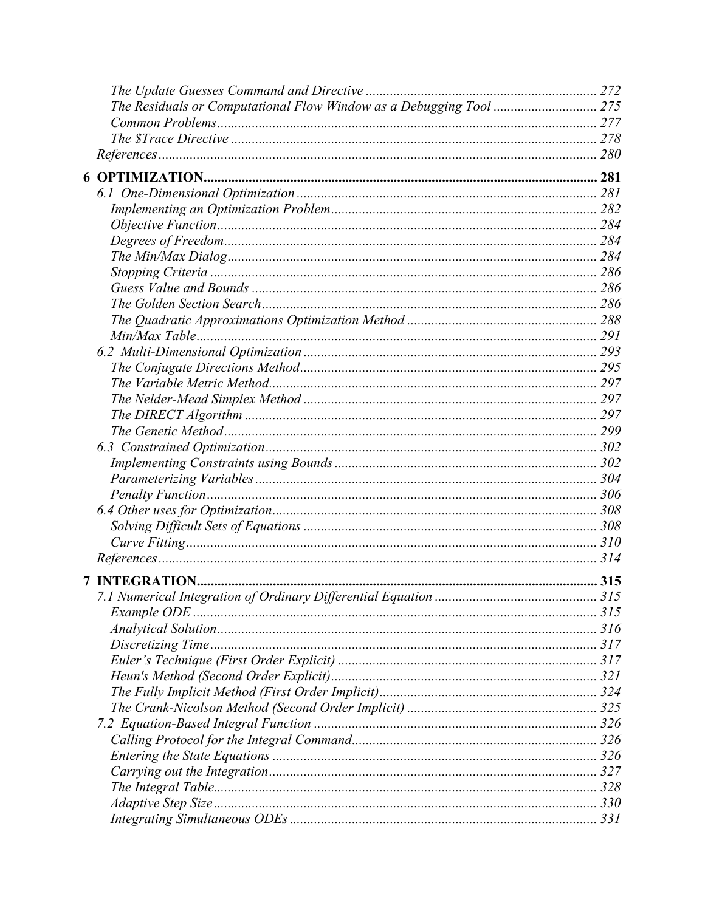*The Update Guesses Command and Directive* ........ 272
*The Residuals or Computational Flow Window as a Debugging Tool* ........ 275
*Common Problems* ........ 277
*The $Trace Directive* ........ 278
*References* ........ 280

**6 OPTIMIZATION** ........ **281**

*6.1 One-Dimensional Optimization* ........ 281
*Implementing an Optimization Problem* ........ 282
*Objective Function* ........ 284
*Degrees of Freedom* ........ 284
*The Min/Max Dialog* ........ 284
*Stopping Criteria* ........ 286
*Guess Value and Bounds* ........ 286
*The Golden Section Search* ........ 286
*The Quadratic Approximations Optimization Method* ........ 288
*Min/Max Table* ........ 291
*6.2 Multi-Dimensional Optimization* ........ 293
*The Conjugate Directions Method* ........ 295
*The Variable Metric Method* ........ 297
*The Nelder-Mead Simplex Method* ........ 297
*The DIRECT Algorithm* ........ 297
*The Genetic Method* ........ 299
*6.3 Constrained Optimization* ........ 302
*Implementing Constraints using Bounds* ........ 302
*Parameterizing Variables* ........ 304
*Penalty Function* ........ 306
*6.4 Other uses for Optimization* ........ 308
*Solving Difficult Sets of Equations* ........ 308
*Curve Fitting* ........ 310
*References* ........ 314

**7 INTEGRATION** ........ **315**

*7.1 Numerical Integration of Ordinary Differential Equation* ........ 315
*Example ODE* ........ 315
*Analytical Solution* ........ 316
*Discretizing Time* ........ 317
*Euler's Technique (First Order Explicit)* ........ 317
*Heun's Method (Second Order Explicit)* ........ 321
*The Fully Implicit Method (First Order Implicit)* ........ 324
*The Crank-Nicolson Method (Second Order Implicit)* ........ 325
*7.2 Equation-Based Integral Function* ........ 326
*Calling Protocol for the Integral Command* ........ 326
*Entering the State Equations* ........ 326
*Carrying out the Integration* ........ 327
*The Integral Table* ........ 328
*Adaptive Step Size* ........ 330
*Integrating Simultaneous ODEs* ........ 331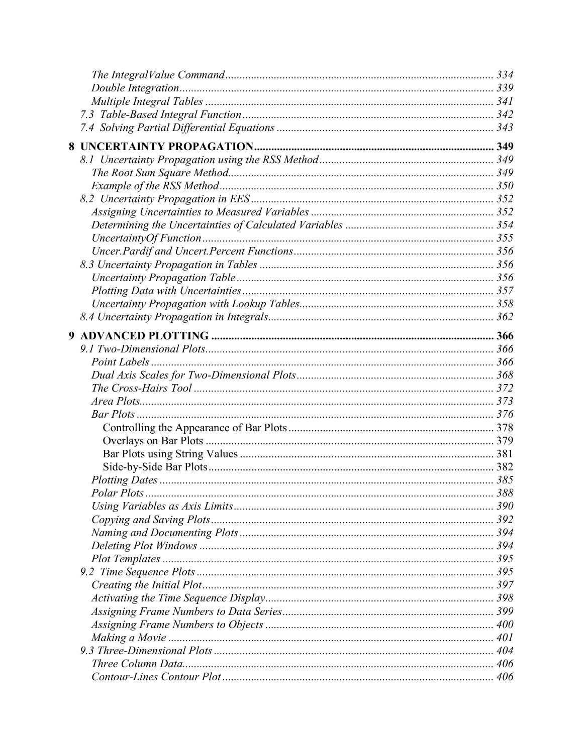*The IntegralValue Command* ..... 334
*Double Integration* ..... 339
*Multiple Integral Tables* ..... 341
*7.3 Table-Based Integral Function* ..... 342
*7.4 Solving Partial Differential Equations* ..... 343

**8 UNCERTAINTY PROPAGATION ..... 349**

*8.1 Uncertainty Propagation using the RSS Method* ..... 349
*The Root Sum Square Method* ..... 349
*Example of the RSS Method* ..... 350
*8.2 Uncertainty Propagation in EES* ..... 352
*Assigning Uncertainties to Measured Variables* ..... 352
*Determining the Uncertainties of Calculated Variables* ..... 354
*UncertaintyOf Function* ..... 355
*Uncer.Pardif and Uncert.Percent Functions* ..... 356
*8.3 Uncertainty Propagation in Tables* ..... 356
*Uncertainty Propagation Table* ..... 356
*Plotting Data with Uncertainties* ..... 357
*Uncertainty Propagation with Lookup Tables* ..... 358
*8.4 Uncertainty Propagation in Integrals* ..... 362

**9 ADVANCED PLOTTING ..... 366**

*9.1 Two-Dimensional Plots* ..... 366
*Point Labels* ..... 366
*Dual Axis Scales for Two-Dimensional Plots* ..... 368
*The Cross-Hairs Tool* ..... 372
*Area Plots* ..... 373
*Bar Plots* ..... 376
Controlling the Appearance of Bar Plots ..... 378
Overlays on Bar Plots ..... 379
Bar Plots using String Values ..... 381
Side-by-Side Bar Plots ..... 382
*Plotting Dates* ..... 385
*Polar Plots* ..... 388
*Using Variables as Axis Limits* ..... 390
*Copying and Saving Plots* ..... 392
*Naming and Documenting Plots* ..... 394
*Deleting Plot Windows* ..... 394
*Plot Templates* ..... 395
*9.2 Time Sequence Plots* ..... 395
*Creating the Initial Plot* ..... 397
*Activating the Time Sequence Display* ..... 398
*Assigning Frame Numbers to Data Series* ..... 399
*Assigning Frame Numbers to Objects* ..... 400
*Making a Movie* ..... 401
*9.3 Three-Dimensional Plots* ..... 404
*Three Column Data* ..... 406
*Contour-Lines Contour Plot* ..... 406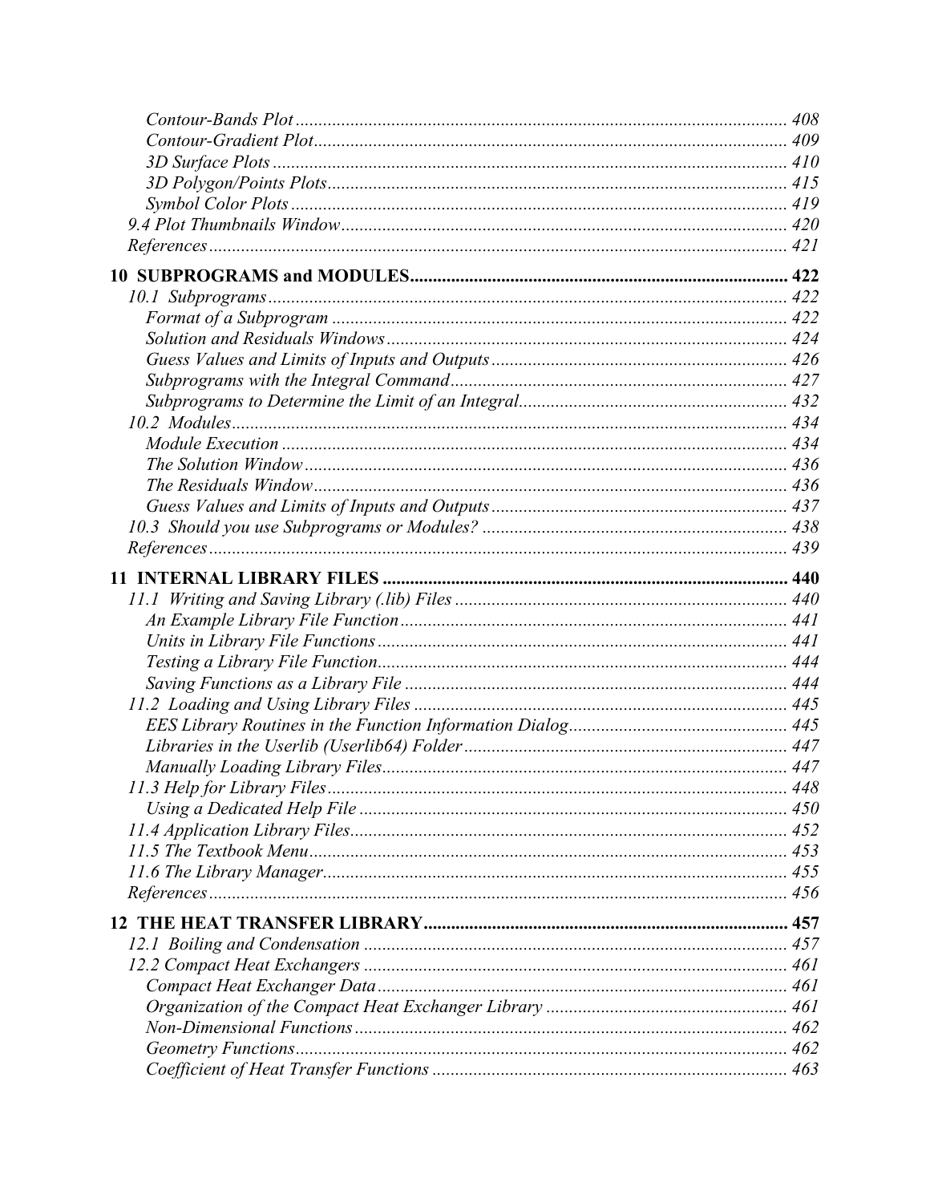*Contour-Bands Plot* .......... 408
*Contour-Gradient Plot* .......... 409
*3D Surface Plots* .......... 410
*3D Polygon/Points Plots* .......... 415
*Symbol Color Plots* .......... 419
*9.4 Plot Thumbnails Window* .......... 420
*References* .......... 421

**10 SUBPROGRAMS and MODULES** .......... **422**
*10.1 Subprograms* .......... 422
*Format of a Subprogram* .......... 422
*Solution and Residuals Windows* .......... 424
*Guess Values and Limits of Inputs and Outputs* .......... 426
*Subprograms with the Integral Command* .......... 427
*Subprograms to Determine the Limit of an Integral* .......... 432
*10.2 Modules* .......... 434
*Module Execution* .......... 434
*The Solution Window* .......... 436
*The Residuals Window* .......... 436
*Guess Values and Limits of Inputs and Outputs* .......... 437
*10.3 Should you use Subprograms or Modules?* .......... 438
*References* .......... 439

**11 INTERNAL LIBRARY FILES** .......... **440**
*11.1 Writing and Saving Library (.lib) Files* .......... 440
*An Example Library File Function* .......... 441
*Units in Library File Functions* .......... 441
*Testing a Library File Function* .......... 444
*Saving Functions as a Library File* .......... 444
*11.2 Loading and Using Library Files* .......... 445
*EES Library Routines in the Function Information Dialog* .......... 445
*Libraries in the Userlib (Userlib64) Folder* .......... 447
*Manually Loading Library Files* .......... 447
*11.3 Help for Library Files* .......... 448
*Using a Dedicated Help File* .......... 450
*11.4 Application Library Files* .......... 452
*11.5 The Textbook Menu* .......... 453
*11.6 The Library Manager* .......... 455
*References* .......... 456

**12 THE HEAT TRANSFER LIBRARY** .......... **457**
*12.1 Boiling and Condensation* .......... 457
*12.2 Compact Heat Exchangers* .......... 461
*Compact Heat Exchanger Data* .......... 461
*Organization of the Compact Heat Exchanger Library* .......... 461
*Non-Dimensional Functions* .......... 462
*Geometry Functions* .......... 462
*Coefficient of Heat Transfer Functions* .......... 463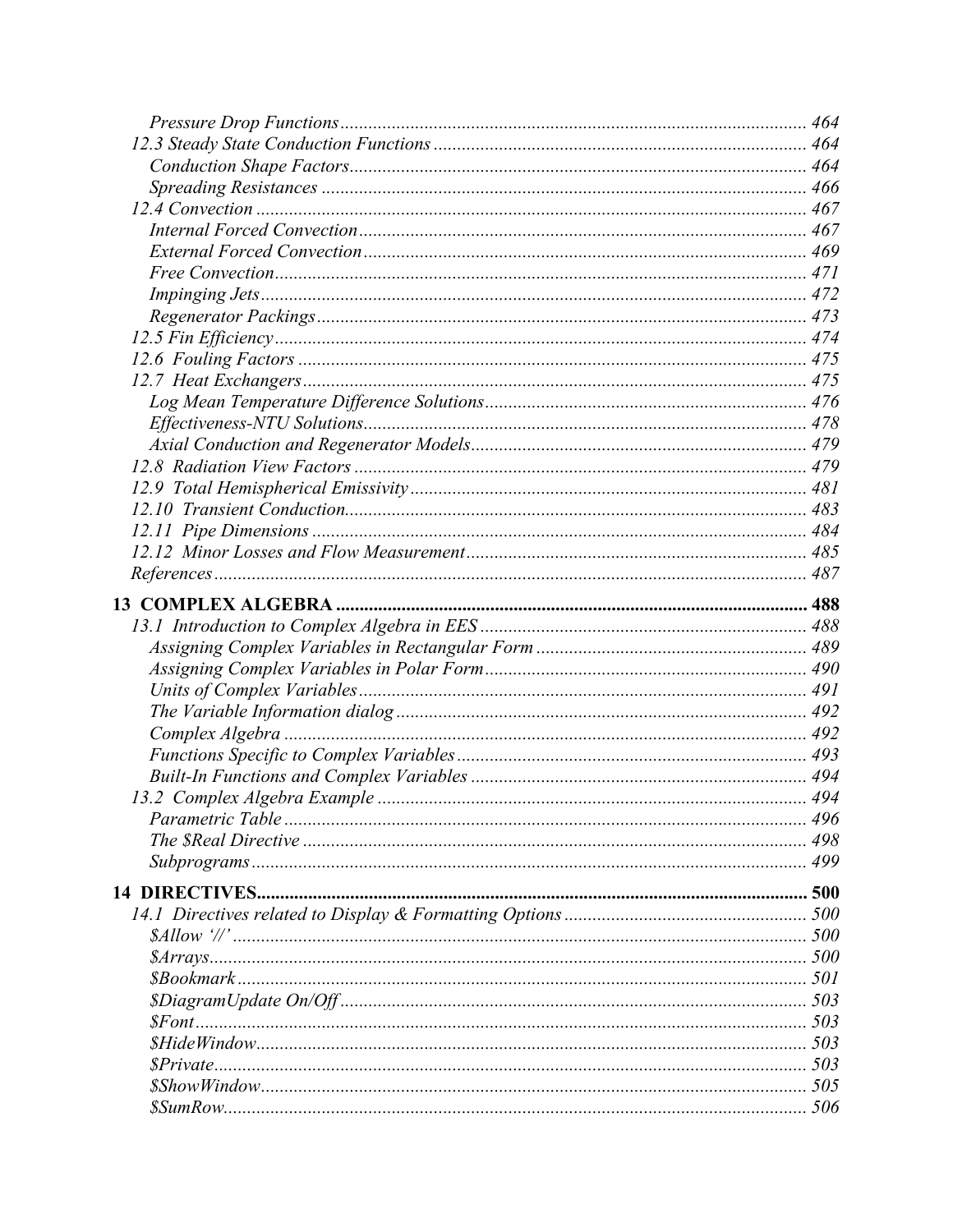*Pressure Drop Functions* ........................................................................................... 464

*12.3 Steady State Conduction Functions* ............................................................................ 464

*Conduction Shape Factors* ......................................................................................... 464

*Spreading Resistances* .............................................................................................. 466

*12.4 Convection* ............................................................................................................ 467

*Internal Forced Convection* ....................................................................................... 467

*External Forced Convection* ...................................................................................... 469

*Free Convection* ........................................................................................................ 471

*Impinging Jets* ........................................................................................................... 472

*Regenerator Packings* ............................................................................................... 473

*12.5 Fin Efficiency* ......................................................................................................... 474

*12.6 Fouling Factors* ...................................................................................................... 475

*12.7 Heat Exchangers* .................................................................................................... 475

*Log Mean Temperature Difference Solutions* ............................................................. 476

*Effectiveness-NTU Solutions* ..................................................................................... 478

*Axial Conduction and Regenerator Models* ................................................................ 479

*12.8 Radiation View Factors* .......................................................................................... 479

*12.9 Total Hemispherical Emissivity* ............................................................................. 481

*12.10 Transient Conduction* ........................................................................................... 483

*12.11 Pipe Dimensions* .................................................................................................. 484

*12.12 Minor Losses and Flow Measurement* .................................................................. 485

*References* ..................................................................................................................... 487

**13 COMPLEX ALGEBRA** ............................................................................................... **488**

*13.1 Introduction to Complex Algebra in EES* .............................................................. 488

*Assigning Complex Variables in Rectangular Form* .................................................. 489

*Assigning Complex Variables in Polar Form* ............................................................. 490

*Units of Complex Variables* ........................................................................................ 491

*The Variable Information dialog* ................................................................................ 492

*Complex Algebra* ........................................................................................................ 492

*Functions Specific to Complex Variables* ................................................................... 493

*Built-In Functions and Complex Variables* ................................................................ 494

*13.2 Complex Algebra Example* .................................................................................... 494

*Parametric Table* ........................................................................................................ 496

*The $Real Directive* .................................................................................................... 498

*Subprograms* ............................................................................................................... 499

**14 DIRECTIVES** ................................................................................................................ **500**

*14.1 Directives related to Display & Formatting Options* ............................................. 500

*$Allow '//'* ................................................................................................................... 500

*$Arrays* ........................................................................................................................ 500

*$Bookmark* .................................................................................................................. 501

*$DiagramUpdate On/Off* ............................................................................................ 503

*$Font* ........................................................................................................................... 503

*$HideWindow* .............................................................................................................. 503

*$Private* ....................................................................................................................... 503

*$ShowWindow* ............................................................................................................. 505

*$SumRow* .................................................................................................................... 506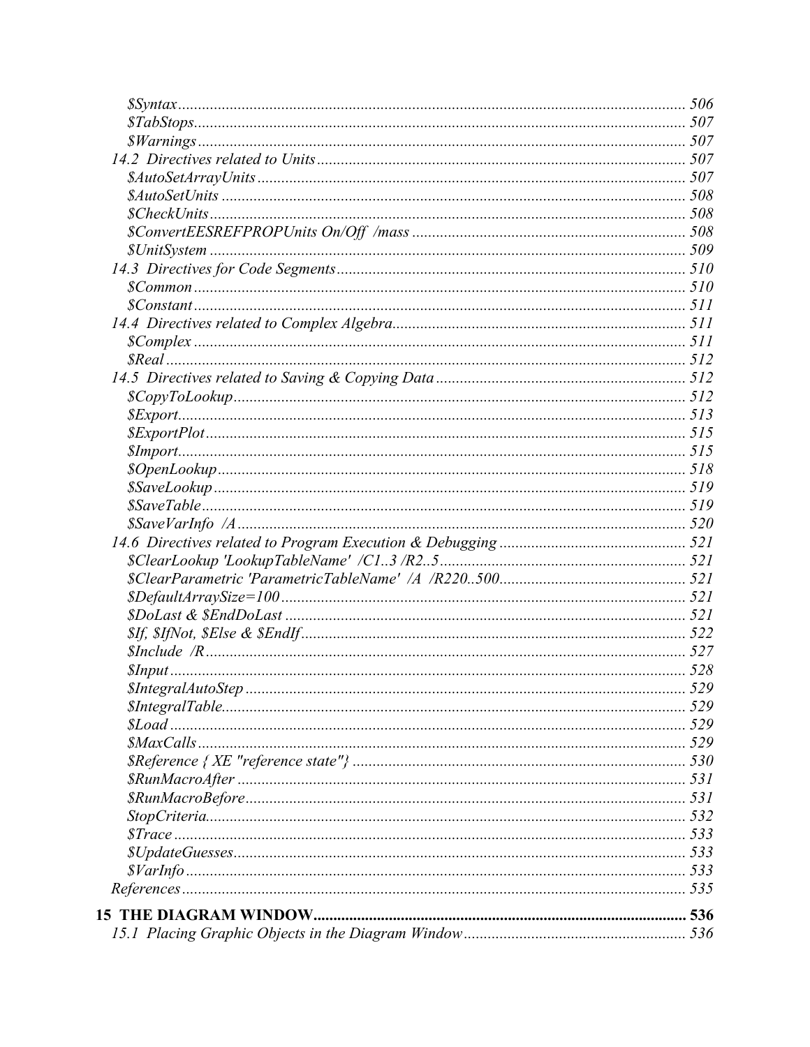*$Syntax* ........ 506
*$TabStops* ........ 507
*$Warnings* ........ 507
*14.2 Directives related to Units* ........ 507
*$AutoSetArrayUnits* ........ 507
*$AutoSetUnits* ........ 508
*$CheckUnits* ........ 508
*$ConvertEESREFPROPUnits On/Off /mass* ........ 508
*$UnitSystem* ........ 509
*14.3 Directives for Code Segments* ........ 510
*$Common* ........ 510
*$Constant* ........ 511
*14.4 Directives related to Complex Algebra* ........ 511
*$Complex* ........ 511
*$Real* ........ 512
*14.5 Directives related to Saving & Copying Data* ........ 512
*$CopyToLookup* ........ 512
*$Export* ........ 513
*$ExportPlot* ........ 515
*$Import* ........ 515
*$OpenLookup* ........ 518
*$SaveLookup* ........ 519
*$SaveTable* ........ 519
*$SaveVarInfo /A* ........ 520
*14.6 Directives related to Program Execution & Debugging* ........ 521
*$ClearLookup 'LookupTableName' /C1..3 /R2..5* ........ 521
*$ClearParametric 'ParametricTableName' /A /R220..500* ........ 521
*$DefaultArraySize=100* ........ 521
*$DoLast & $EndDoLast* ........ 521
*$If, $IfNot, $Else & $EndIf* ........ 522
*$Include /R* ........ 527
*$Input* ........ 528
*$IntegralAutoStep* ........ 529
*$IntegralTable* ........ 529
*$Load* ........ 529
*$MaxCalls* ........ 529
*$Reference { XE "reference state"}* ........ 530
*$RunMacroAfter* ........ 531
*$RunMacroBefore* ........ 531
*StopCriteria* ........ 532
*$Trace* ........ 533
*$UpdateGuesses* ........ 533
*$VarInfo* ........ 533
*References* ........ 535

**15 THE DIAGRAM WINDOW ........ 536**
*15.1 Placing Graphic Objects in the Diagram Window* ........ 536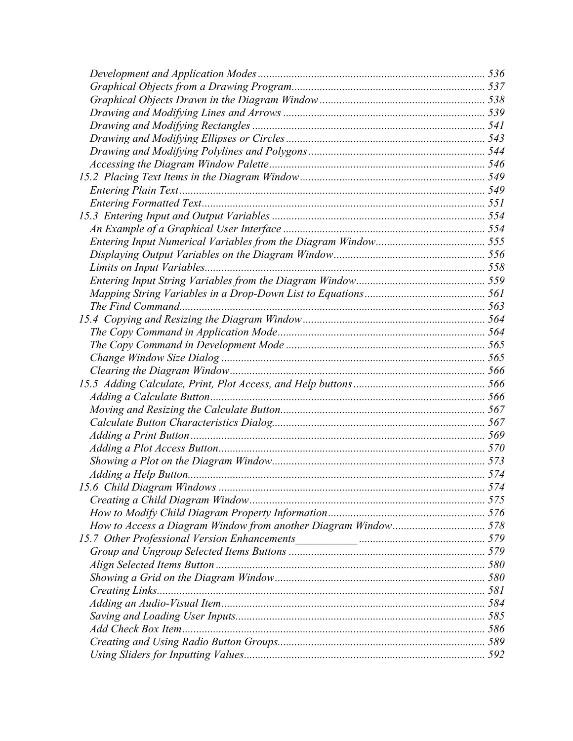*Development and Application Modes* ................................................................................. 536
*Graphical Objects from a Drawing Program*..................................................................... 537
*Graphical Objects Drawn in the Diagram Window* ........................................................... 538
*Drawing and Modifying Lines and Arrows* ....................................................................... 539
*Drawing and Modifying Rectangles* .................................................................................. 541
*Drawing and Modifying Ellipses or Circles* ....................................................................... 543
*Drawing and Modifying Polylines and Polygons* ............................................................... 544
*Accessing the Diagram Window Palette*............................................................................. 546
*15.2 Placing Text Items in the Diagram Window* .................................................................. 549
*Entering Plain Text*............................................................................................................. 549
*Entering Formatted Text*..................................................................................................... 551
*15.3 Entering Input and Output Variables* ............................................................................ 554
*An Example of a Graphical User Interface* ........................................................................ 554
*Entering Input Numerical Variables from the Diagram Window*....................................... 555
*Displaying Output Variables on the Diagram Window*...................................................... 556
*Limits on Input Variables*.................................................................................................... 558
*Entering Input String Variables from the Diagram Window*.............................................. 559
*Mapping String Variables in a Drop-Down List to Equations*........................................... 561
*The Find Command*............................................................................................................. 563
*15.4 Copying and Resizing the Diagram Window* ................................................................. 564
*The Copy Command in Application Mode*.......................................................................... 564
*The Copy Command in Development Mode* ....................................................................... 565
*Change Window Size Dialog* .............................................................................................. 565
*Clearing the Diagram Window*........................................................................................... 566
*15.5 Adding Calculate, Print, Plot Access, and Help buttons* ............................................... 566
*Adding a Calculate Button*.................................................................................................. 566
*Moving and Resizing the Calculate Button*......................................................................... 567
*Calculate Button Characteristics Dialog*............................................................................ 567
*Adding a Print Button* ........................................................................................................ 569
*Adding a Plot Access Button*.............................................................................................. 570
*Showing a Plot on the Diagram Window*............................................................................ 573
*Adding a Help Button*......................................................................................................... 574
*15.6 Child Diagram Windows* ............................................................................................... 574
*Creating a Child Diagram Window*.................................................................................... 575
*How to Modify Child Diagram Property Information*........................................................ 576
*How to Access a Diagram Window from another Diagram Window*................................. 578
*15.7 Other Professional Version Enhancements*___________ ............................................. 579
*Group and Ungroup Selected Items Buttons* ...................................................................... 579
*Align Selected Items Button* ............................................................................................... 580
*Showing a Grid on the Diagram Window*........................................................................... 580
*Creating Links*..................................................................................................................... 581
*Adding an Audio-Visual Item*............................................................................................. 584
*Saving and Loading User Inputs*........................................................................................ 585
*Add Check Box Item*........................................................................................................... 586
*Creating and Using Radio Button Groups*......................................................................... 589
*Using Sliders for Inputting Values*..................................................................................... 592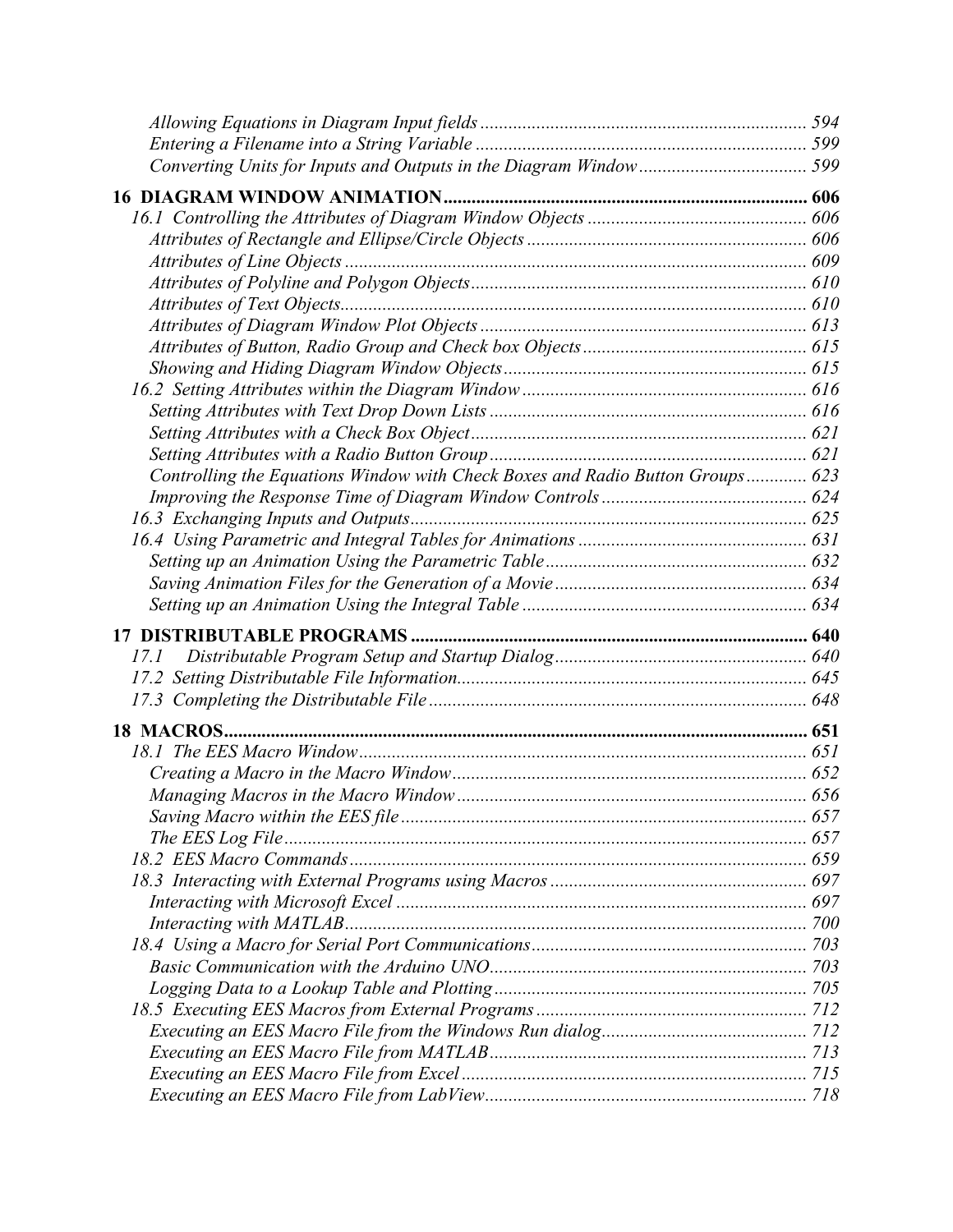*Allowing Equations in Diagram Input fields* ..................................................................... 594
*Entering a Filename into a String Variable* ..................................................................... 599
*Converting Units for Inputs and Outputs in the Diagram Window* ................................... 599

**16 DIAGRAM WINDOW ANIMATION** ............................................................................ 606

*16.1 Controlling the Attributes of Diagram Window Objects* .............................................. 606
*Attributes of Rectangle and Ellipse/Circle Objects* .......................................................... 606
*Attributes of Line Objects* ................................................................................................. 609
*Attributes of Polyline and Polygon Objects* ....................................................................... 610
*Attributes of Text Objects* .................................................................................................. 610
*Attributes of Diagram Window Plot Objects* ..................................................................... 613
*Attributes of Button, Radio Group and Check box Objects* ............................................... 615
*Showing and Hiding Diagram Window Objects* ................................................................ 615
*16.2 Setting Attributes within the Diagram Window* ............................................................ 616
*Setting Attributes with Text Drop Down Lists* ................................................................... 616
*Setting Attributes with a Check Box Object* ....................................................................... 621
*Setting Attributes with a Radio Button Group* ................................................................... 621
*Controlling the Equations Window with Check Boxes and Radio Button Groups* ............ 623
*Improving the Response Time of Diagram Window Controls* ........................................... 624
*16.3 Exchanging Inputs and Outputs* .................................................................................... 625
*16.4 Using Parametric and Integral Tables for Animations* ................................................ 631
*Setting up an Animation Using the Parametric Table* ....................................................... 632
*Saving Animation Files for the Generation of a Movie* ..................................................... 634
*Setting up an Animation Using the Integral Table* ............................................................ 634

**17 DISTRIBUTABLE PROGRAMS** ................................................................................... 640

*17.1 Distributable Program Setup and Startup Dialog* ...................................................... 640
*17.2 Setting Distributable File Information* ......................................................................... 645
*17.3 Completing the Distributable File* ................................................................................ 648

**18 MACROS** .......................................................................................................................... 651

*18.1 The EES Macro Window* ............................................................................................... 651
*Creating a Macro in the Macro Window* ........................................................................... 652
*Managing Macros in the Macro Window* .......................................................................... 656
*Saving Macro within the EES file* ..................................................................................... 657
*The EES Log File* ............................................................................................................... 657
*18.2 EES Macro Commands* ................................................................................................. 659
*18.3 Interacting with External Programs using Macros* ...................................................... 697
*Interacting with Microsoft Excel* ....................................................................................... 697
*Interacting with MATLAB* ................................................................................................. 700
*18.4 Using a Macro for Serial Port Communications* .......................................................... 703
*Basic Communication with the Arduino UNO* ................................................................... 703
*Logging Data to a Lookup Table and Plotting* .................................................................. 705
*18.5 Executing EES Macros from External Programs* ......................................................... 712
*Executing an EES Macro File from the Windows Run dialog* ........................................... 712
*Executing an EES Macro File from MATLAB* ................................................................... 713
*Executing an EES Macro File from Excel* ......................................................................... 715
*Executing an EES Macro File from LabView* .................................................................... 718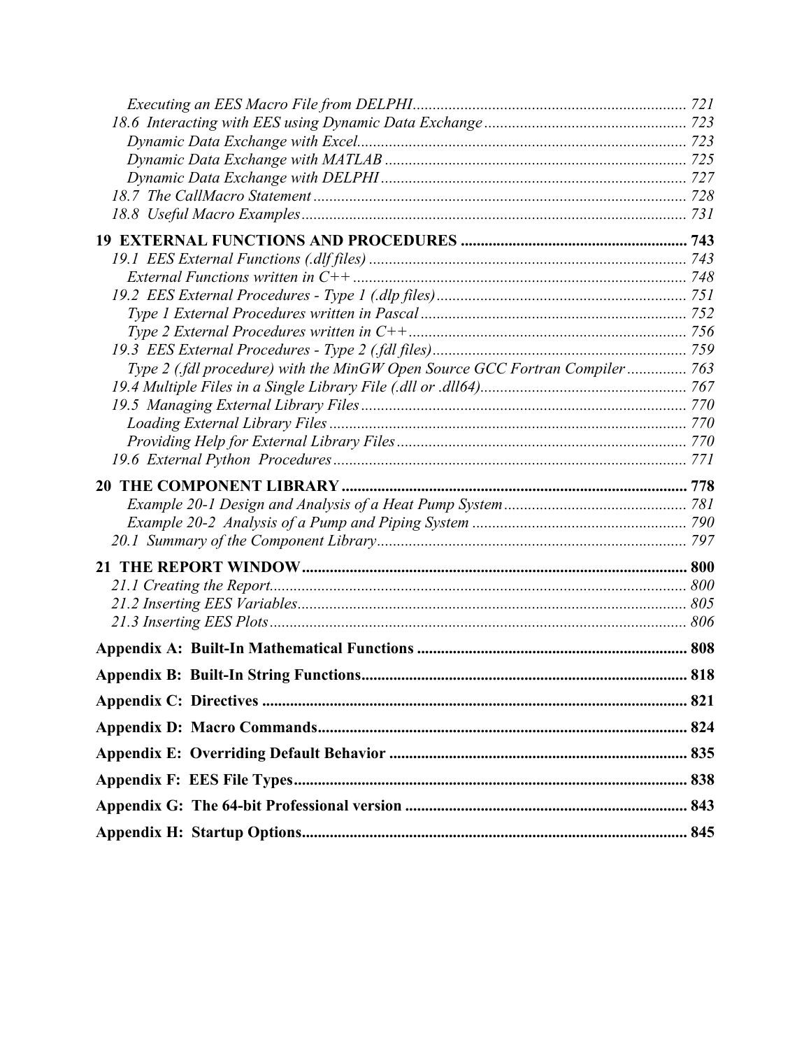*Executing an EES Macro File from DELPHI* ..... 721
*18.6 Interacting with EES using Dynamic Data Exchange* ..... 723
*Dynamic Data Exchange with Excel* ..... 723
*Dynamic Data Exchange with MATLAB* ..... 725
*Dynamic Data Exchange with DELPHI* ..... 727
*18.7 The CallMacro Statement* ..... 728
*18.8 Useful Macro Examples* ..... 731

**19 EXTERNAL FUNCTIONS AND PROCEDURES ..... 743**
*19.1 EES External Functions (.dlf files)* ..... 743
*External Functions written in C++* ..... 748
*19.2 EES External Procedures - Type 1 (.dlp files)* ..... 751
*Type 1 External Procedures written in Pascal* ..... 752
*Type 2 External Procedures written in C++* ..... 756
*19.3 EES External Procedures - Type 2 (.fdl files)* ..... 759
*Type 2 (.fdl procedure) with the MinGW Open Source GCC Fortran Compiler* ..... 763
*19.4 Multiple Files in a Single Library File (.dll or .dll64)* ..... 767
*19.5 Managing External Library Files* ..... 770
*Loading External Library Files* ..... 770
*Providing Help for External Library Files* ..... 770
*19.6 External Python Procedures* ..... 771

**20 THE COMPONENT LIBRARY ..... 778**
*Example 20-1 Design and Analysis of a Heat Pump System* ..... 781
*Example 20-2 Analysis of a Pump and Piping System* ..... 790
*20.1 Summary of the Component Library* ..... 797

**21 THE REPORT WINDOW ..... 800**
*21.1 Creating the Report* ..... 800
*21.2 Inserting EES Variables* ..... 805
*21.3 Inserting EES Plots* ..... 806

**Appendix A: Built-In Mathematical Functions ..... 808**

**Appendix B: Built-In String Functions ..... 818**

**Appendix C: Directives ..... 821**

**Appendix D: Macro Commands ..... 824**

**Appendix E: Overriding Default Behavior ..... 835**

**Appendix F: EES File Types ..... 838**

**Appendix G: The 64-bit Professional version ..... 843**

**Appendix H: Startup Options ..... 845**